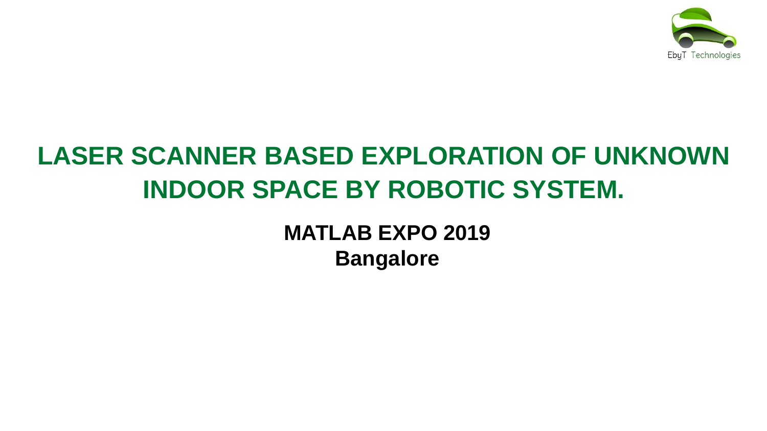EbyT Technologies

# LASER SCANNER BASED EXPLORATION OF UNKNOWN INDOOR SPACE BY ROBOTIC SYSTEM.

**MATLAB EXPO 2019**
**Bangalore**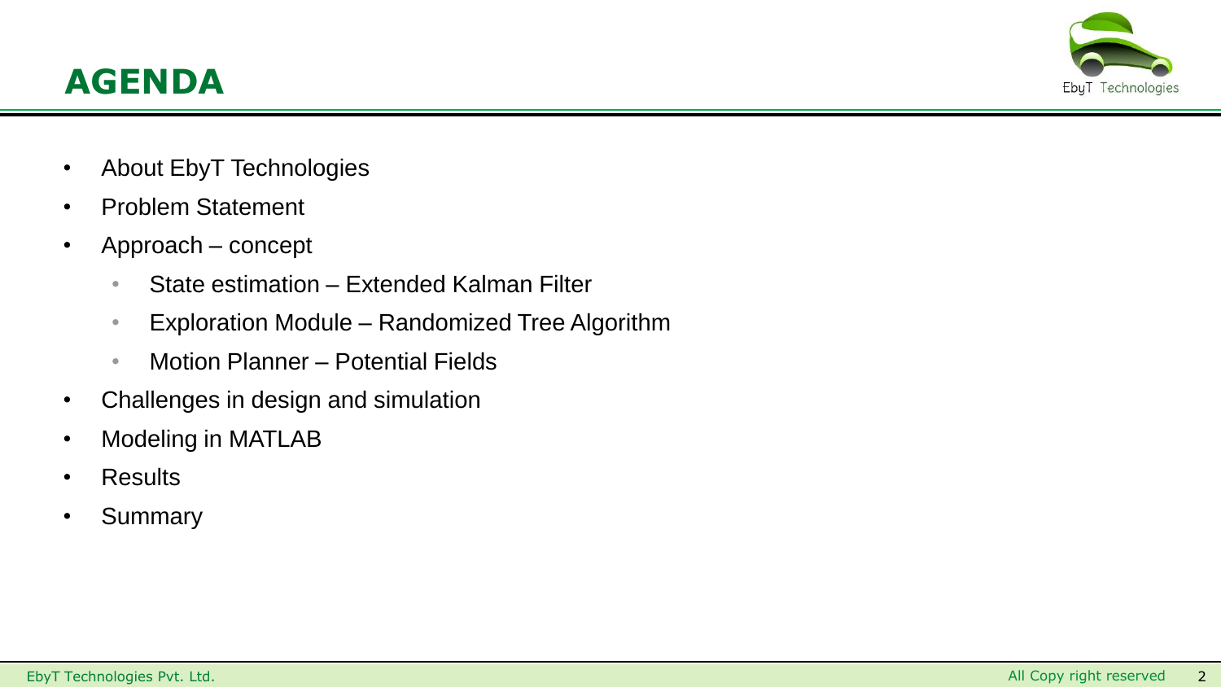# AGENDA

- About EbyT Technologies
- Problem Statement
- Approach – concept
  - State estimation – Extended Kalman Filter
  - Exploration Module – Randomized Tree Algorithm
  - Motion Planner – Potential Fields
- Challenges in design and simulation
- Modeling in MATLAB
- Results
- Summary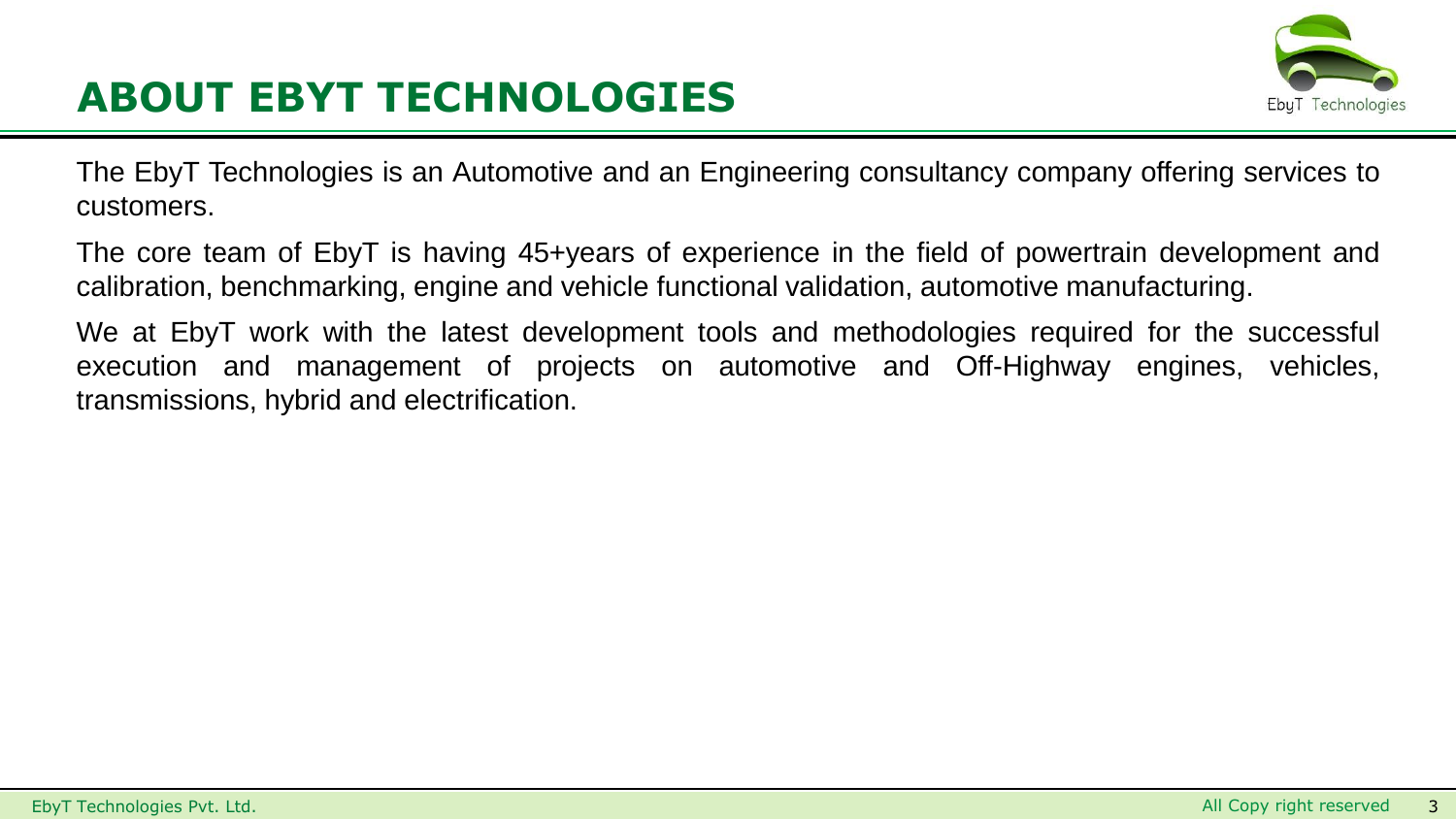# ABOUT EBYT TECHNOLOGIES

The EbyT Technologies is an Automotive and an Engineering consultancy company offering services to customers.

The core team of EbyT is having 45+years of experience in the field of powertrain development and calibration, benchmarking, engine and vehicle functional validation, automotive manufacturing.

We at EbyT work with the latest development tools and methodologies required for the successful execution and management of projects on automotive and Off-Highway engines, vehicles, transmissions, hybrid and electrification.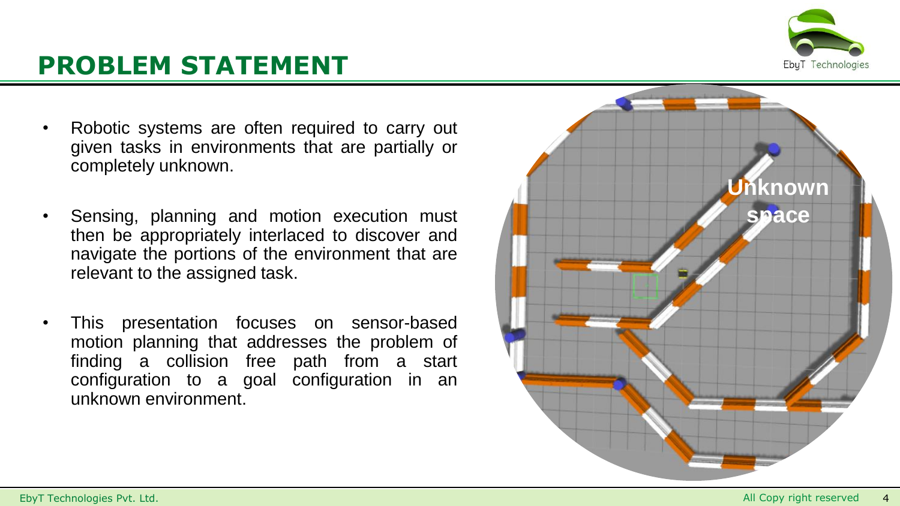# PROBLEM STATEMENT

- Robotic systems are often required to carry out given tasks in environments that are partially or completely unknown.
- Sensing, planning and motion execution must then be appropriately interlaced to discover and navigate the portions of the environment that are relevant to the assigned task.
- This presentation focuses on sensor-based motion planning that addresses the problem of finding a collision free path from a start configuration to a goal configuration in an unknown environment.

Unknown space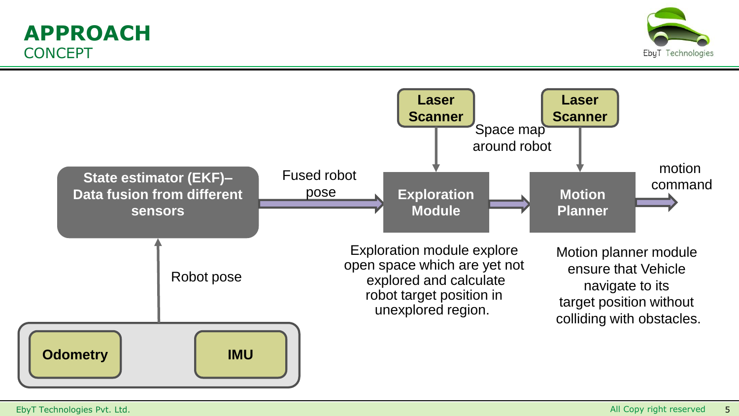# APPROACH

## CONCEPT

State estimator (EKF)– Data fusion from different sensors

Fused robot pose

Laser Scanner

Space map around robot

Laser Scanner

Exploration Module

Motion Planner

motion command

Robot pose

Odometry

IMU

Exploration module explore open space which are yet not explored and calculate robot target position in unexplored region.

Motion planner module ensure that Vehicle navigate to its target position without colliding with obstacles.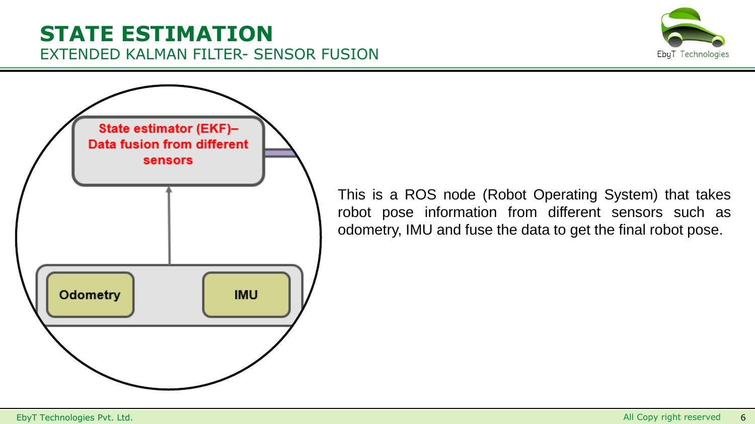# STATE ESTIMATION

## EXTENDED KALMAN FILTER- SENSOR FUSION

State estimator (EKF)– Data fusion from different sensors

Odometry

IMU

This is a ROS node (Robot Operating System) that takes robot pose information from different sensors such as odometry, IMU and fuse the data to get the final robot pose.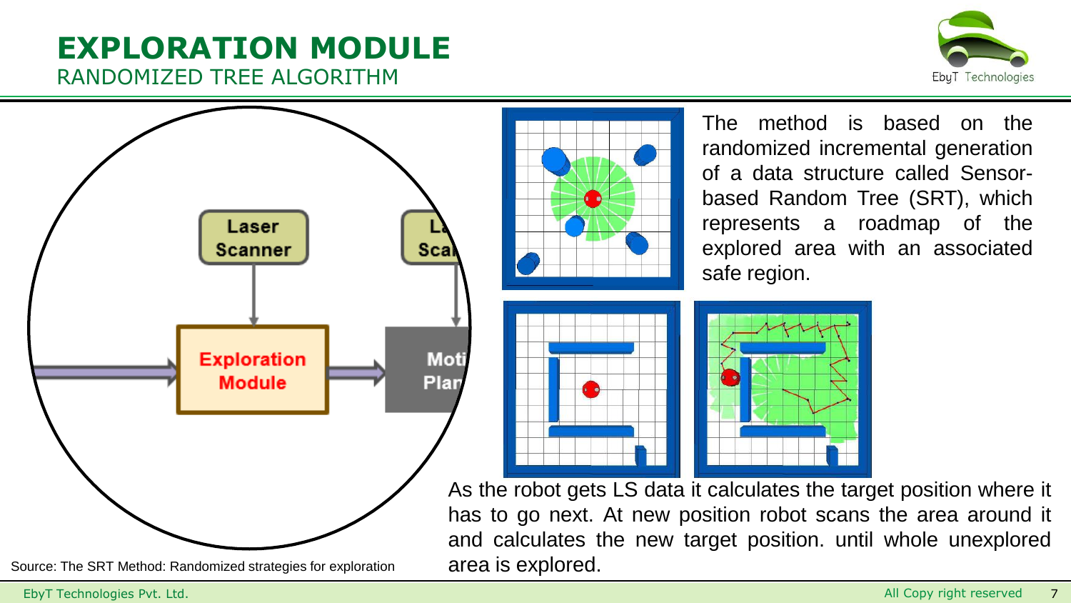# EXPLORATION MODULE

## RANDOMIZED TREE ALGORITHM

Laser Scanner

Exploration Module

The method is based on the randomized incremental generation of a data structure called Sensor-based Random Tree (SRT), which represents a roadmap of the explored area with an associated safe region.

As the robot gets LS data it calculates the target position where it has to go next. At new position robot scans the area around it and calculates the new target position. until whole unexplored area is explored.

Source: The SRT Method: Randomized strategies for exploration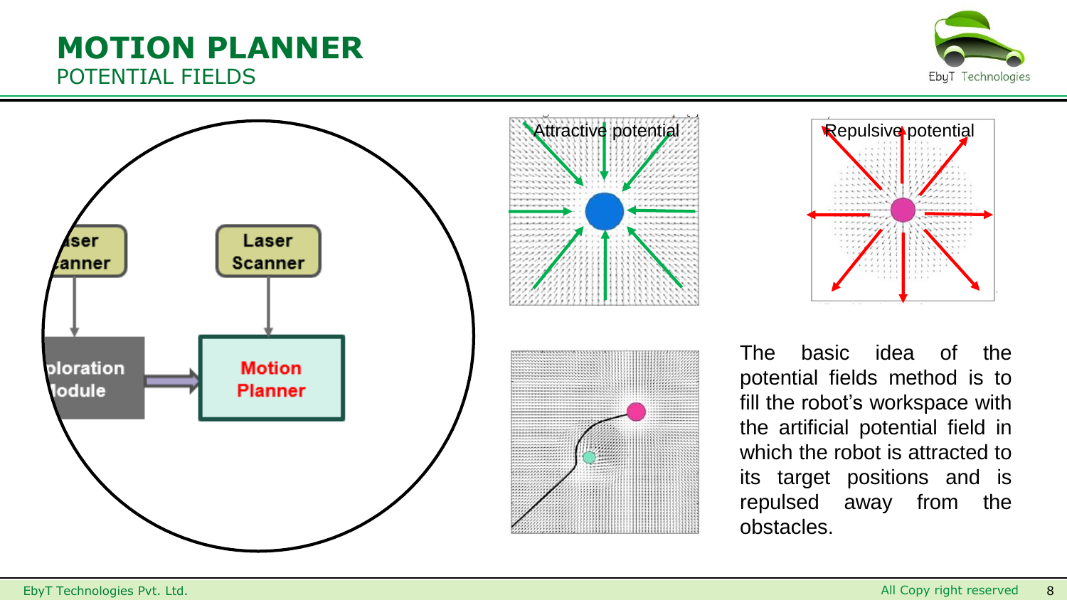# MOTION PLANNER

## POTENTIAL FIELDS

Laser Scanner

Laser Scanner

Exploration Module

Motion Planner

Attractive potential

Repulsive potential

The basic idea of the potential fields method is to fill the robot's workspace with the artificial potential field in which the robot is attracted to its target positions and is repulsed away from the obstacles.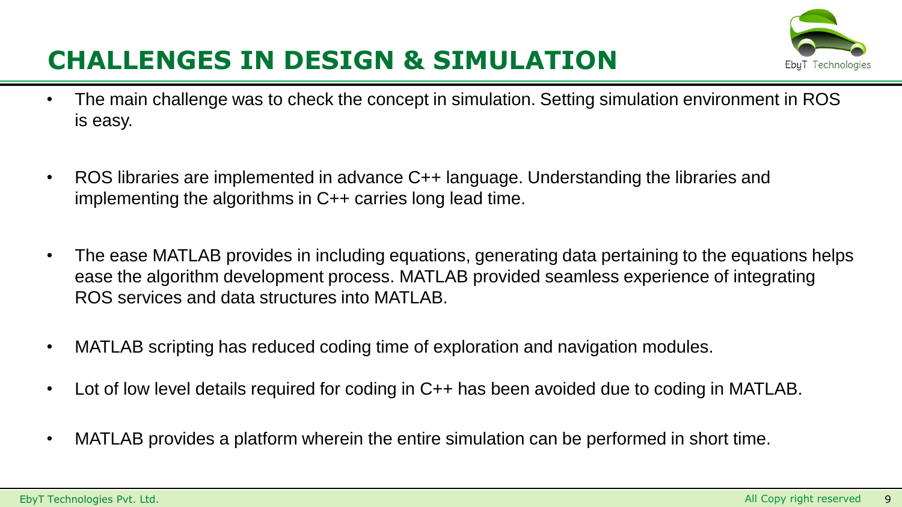# CHALLENGES IN DESIGN & SIMULATION

- The main challenge was to check the concept in simulation. Setting simulation environment in ROS is easy.
- ROS libraries are implemented in advance C++ language. Understanding the libraries and implementing the algorithms in C++ carries long lead time.
- The ease MATLAB provides in including equations, generating data pertaining to the equations helps ease the algorithm development process. MATLAB provided seamless experience of integrating ROS services and data structures into MATLAB.
- MATLAB scripting has reduced coding time of exploration and navigation modules.
- Lot of low level details required for coding in C++ has been avoided due to coding in MATLAB.
- MATLAB provides a platform wherein the entire simulation can be performed in short time.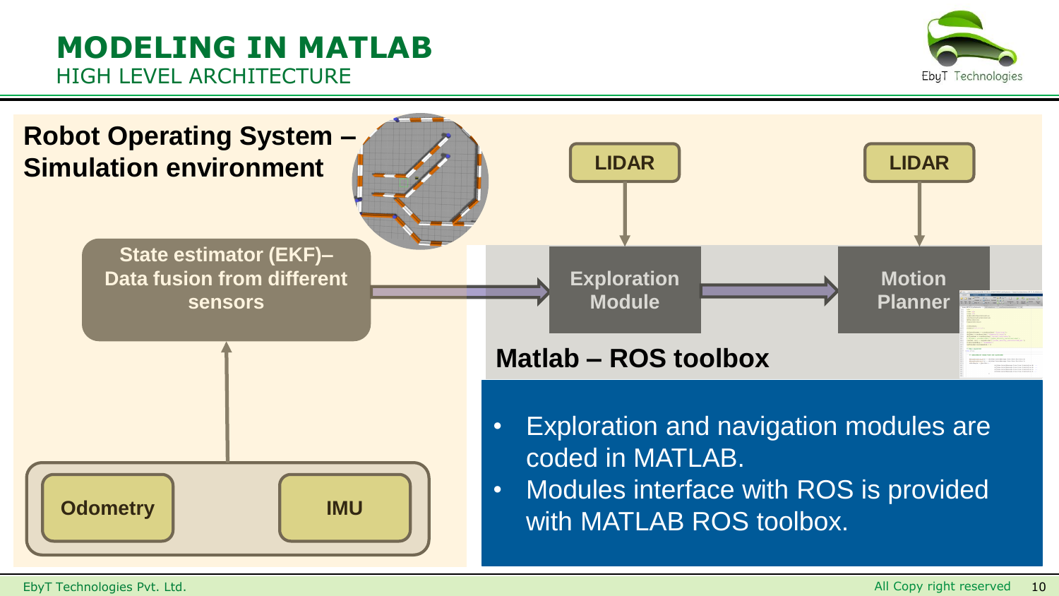# MODELING IN MATLAB

## HIGH LEVEL ARCHITECTURE

**Robot Operating System – Simulation environment**

**State estimator (EKF)– Data fusion from different sensors**

**Odometry**

**IMU**

**LIDAR**

**Exploration Module**

**LIDAR**

**Motion Planner**

**Matlab – ROS toolbox**

- Exploration and navigation modules are coded in MATLAB.
- Modules interface with ROS is provided with MATLAB ROS toolbox.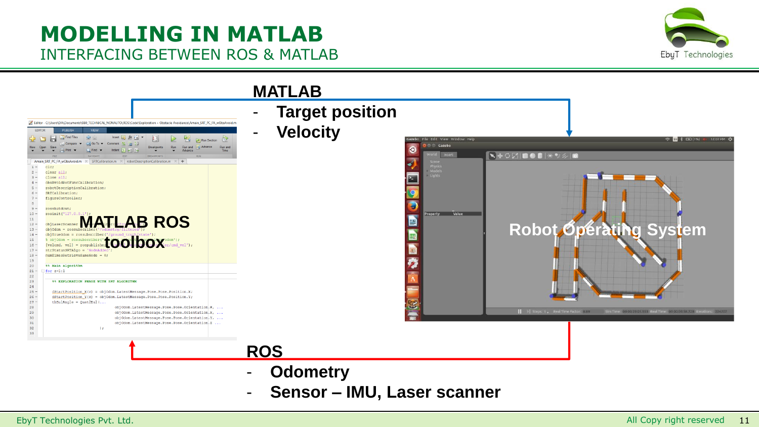# MODELLING IN MATLAB

## INTERFACING BETWEEN ROS & MATLAB

**MATLAB**

- **Target position**
- **Velocity**

**MATLAB ROS toolbox**

**Robot Operating System**

**ROS**

- **Odometry**
- **Sensor – IMU, Laser scanner**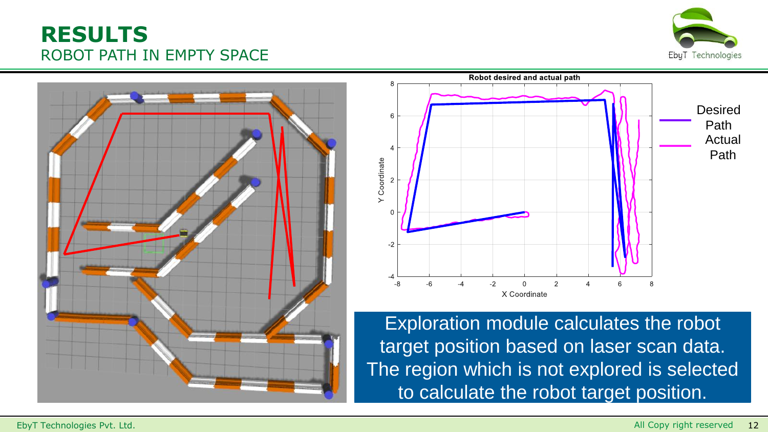# RESULTS

## ROBOT PATH IN EMPTY SPACE

Robot desired and actual path

Exploration module calculates the robot target position based on laser scan data. The region which is not explored is selected to calculate the robot target position.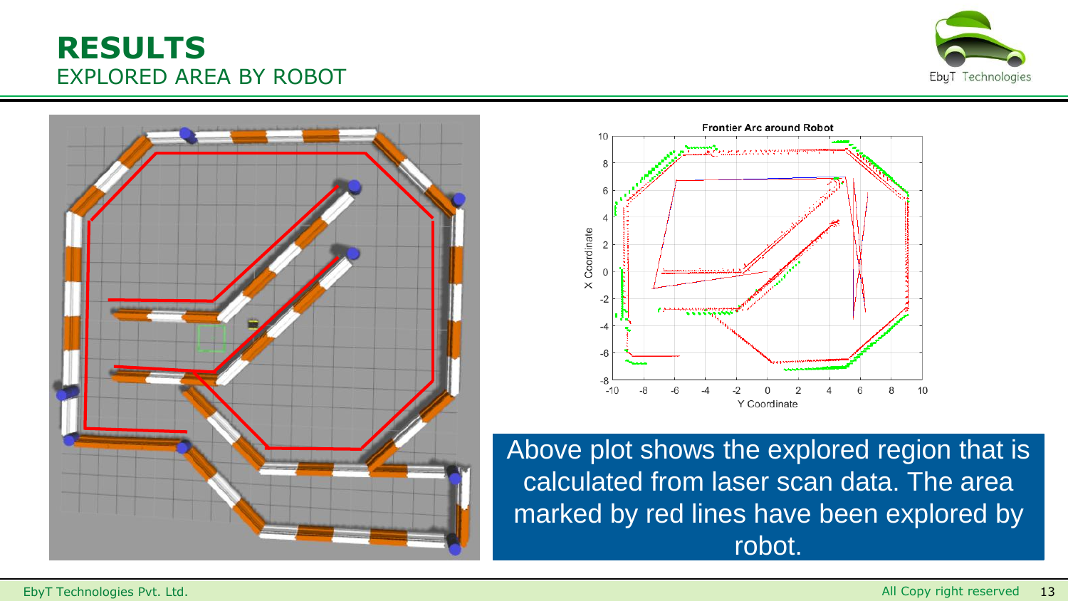# RESULTS

## EXPLORED AREA BY ROBOT

Above plot shows the explored region that is calculated from laser scan data. The area marked by red lines have been explored by robot.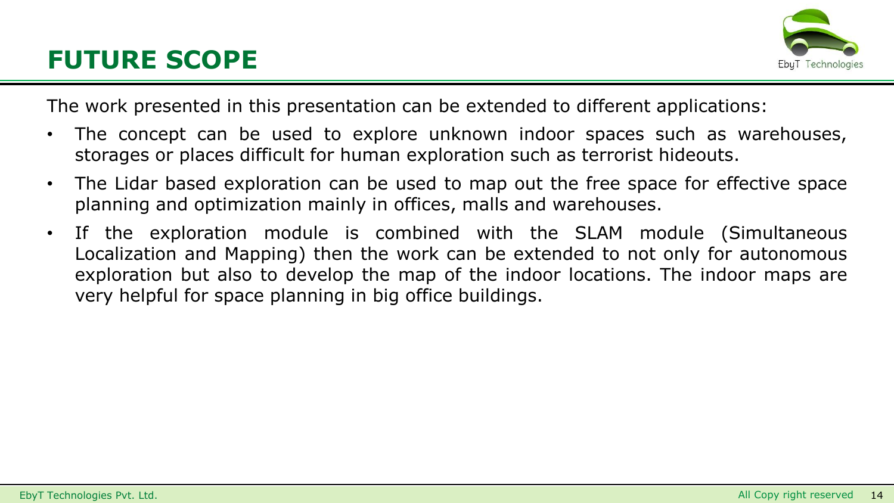# FUTURE SCOPE

The work presented in this presentation can be extended to different applications:

- The concept can be used to explore unknown indoor spaces such as warehouses, storages or places difficult for human exploration such as terrorist hideouts.
- The Lidar based exploration can be used to map out the free space for effective space planning and optimization mainly in offices, malls and warehouses.
- If the exploration module is combined with the SLAM module (Simultaneous Localization and Mapping) then the work can be extended to not only for autonomous exploration but also to develop the map of the indoor locations. The indoor maps are very helpful for space planning in big office buildings.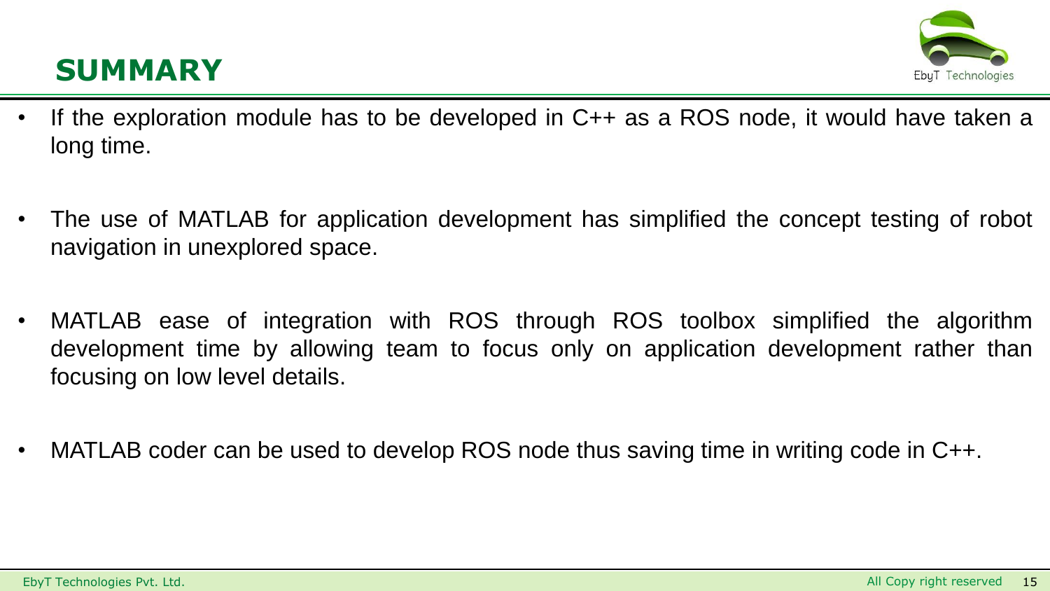# SUMMARY

- If the exploration module has to be developed in C++ as a ROS node, it would have taken a long time.
- The use of MATLAB for application development has simplified the concept testing of robot navigation in unexplored space.
- MATLAB ease of integration with ROS through ROS toolbox simplified the algorithm development time by allowing team to focus only on application development rather than focusing on low level details.
- MATLAB coder can be used to develop ROS node thus saving time in writing code in C++.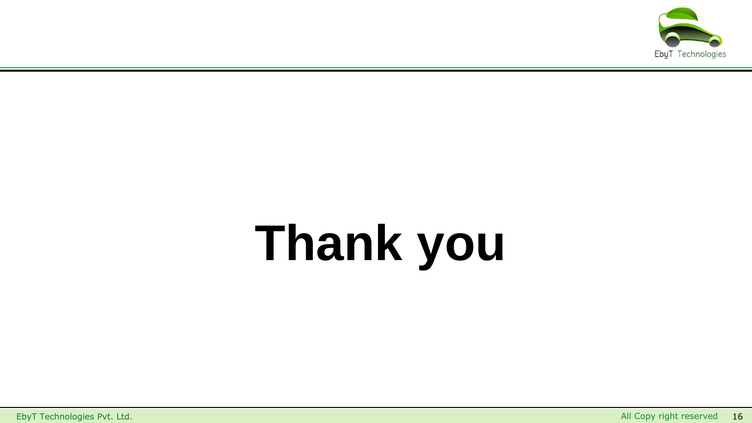# Thank you